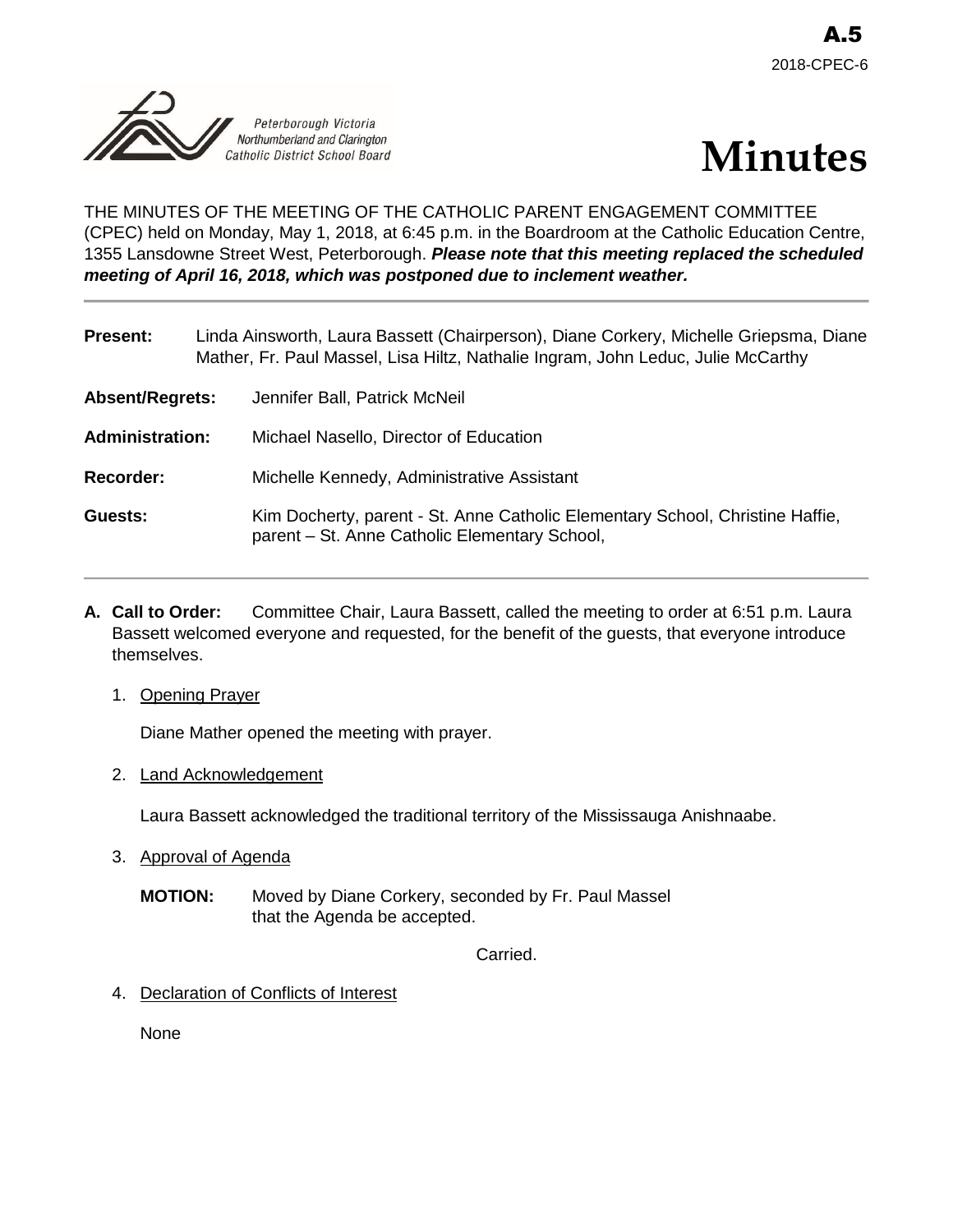A.5
2018-CPEC-6

Peterborough Victoria Northumberland and Clarington Catholic District School Board

# Minutes

THE MINUTES OF THE MEETING OF THE CATHOLIC PARENT ENGAGEMENT COMMITTEE (CPEC) held on Monday, May 1, 2018, at 6:45 p.m. in the Boardroom at the Catholic Education Centre, 1355 Lansdowne Street West, Peterborough. ***Please note that this meeting replaced the scheduled meeting of April 16, 2018, which was postponed due to inclement weather.***

---

**Present:** Linda Ainsworth, Laura Bassett (Chairperson), Diane Corkery, Michelle Griepsma, Diane Mather, Fr. Paul Massel, Lisa Hiltz, Nathalie Ingram, John Leduc, Julie McCarthy

**Absent/Regrets:** Jennifer Ball, Patrick McNeil

**Administration:** Michael Nasello, Director of Education

**Recorder:** Michelle Kennedy, Administrative Assistant

**Guests:** Kim Docherty, parent - St. Anne Catholic Elementary School, Christine Haffie, parent – St. Anne Catholic Elementary School,

---

**A. Call to Order:** Committee Chair, Laura Bassett, called the meeting to order at 6:51 p.m. Laura Bassett welcomed everyone and requested, for the benefit of the guests, that everyone introduce themselves.

1. Opening Prayer

   Diane Mather opened the meeting with prayer.

2. Land Acknowledgement

   Laura Bassett acknowledged the traditional territory of the Mississauga Anishnaabe.

3. Approval of Agenda

   **MOTION:** Moved by Diane Corkery, seconded by Fr. Paul Massel that the Agenda be accepted.

   Carried.

4. Declaration of Conflicts of Interest

   None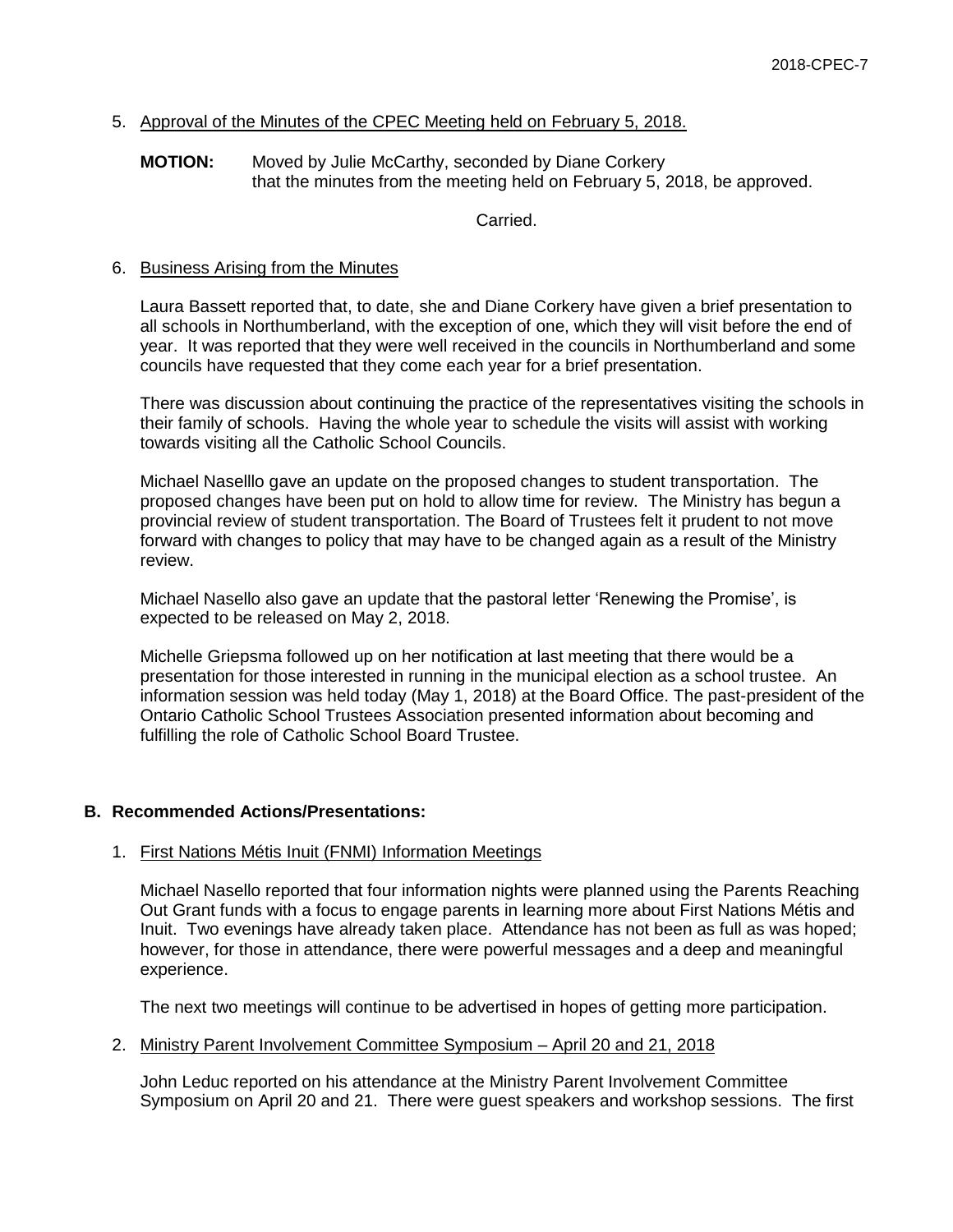5. Approval of the Minutes of the CPEC Meeting held on February 5, 2018.

**MOTION:** Moved by Julie McCarthy, seconded by Diane Corkery that the minutes from the meeting held on February 5, 2018, be approved.

Carried.

6. Business Arising from the Minutes

Laura Bassett reported that, to date, she and Diane Corkery have given a brief presentation to all schools in Northumberland, with the exception of one, which they will visit before the end of year. It was reported that they were well received in the councils in Northumberland and some councils have requested that they come each year for a brief presentation.

There was discussion about continuing the practice of the representatives visiting the schools in their family of schools. Having the whole year to schedule the visits will assist with working towards visiting all the Catholic School Councils.

Michael Naselllo gave an update on the proposed changes to student transportation. The proposed changes have been put on hold to allow time for review. The Ministry has begun a provincial review of student transportation. The Board of Trustees felt it prudent to not move forward with changes to policy that may have to be changed again as a result of the Ministry review.

Michael Nasello also gave an update that the pastoral letter 'Renewing the Promise', is expected to be released on May 2, 2018.

Michelle Griepsma followed up on her notification at last meeting that there would be a presentation for those interested in running in the municipal election as a school trustee. An information session was held today (May 1, 2018) at the Board Office. The past-president of the Ontario Catholic School Trustees Association presented information about becoming and fulfilling the role of Catholic School Board Trustee.

### B. Recommended Actions/Presentations:

1. First Nations Métis Inuit (FNMI) Information Meetings

Michael Nasello reported that four information nights were planned using the Parents Reaching Out Grant funds with a focus to engage parents in learning more about First Nations Métis and Inuit. Two evenings have already taken place. Attendance has not been as full as was hoped; however, for those in attendance, there were powerful messages and a deep and meaningful experience.

The next two meetings will continue to be advertised in hopes of getting more participation.

2. Ministry Parent Involvement Committee Symposium – April 20 and 21, 2018

John Leduc reported on his attendance at the Ministry Parent Involvement Committee Symposium on April 20 and 21. There were guest speakers and workshop sessions. The first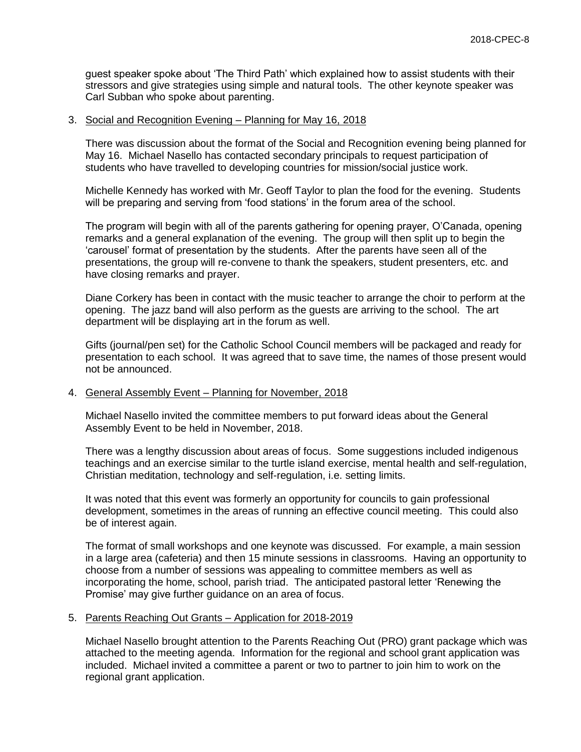guest speaker spoke about 'The Third Path' which explained how to assist students with their stressors and give strategies using simple and natural tools. The other keynote speaker was Carl Subban who spoke about parenting.

3. Social and Recognition Evening – Planning for May 16, 2018

   There was discussion about the format of the Social and Recognition evening being planned for May 16. Michael Nasello has contacted secondary principals to request participation of students who have travelled to developing countries for mission/social justice work.

   Michelle Kennedy has worked with Mr. Geoff Taylor to plan the food for the evening. Students will be preparing and serving from 'food stations' in the forum area of the school.

   The program will begin with all of the parents gathering for opening prayer, O'Canada, opening remarks and a general explanation of the evening. The group will then split up to begin the 'carousel' format of presentation by the students. After the parents have seen all of the presentations, the group will re-convene to thank the speakers, student presenters, etc. and have closing remarks and prayer.

   Diane Corkery has been in contact with the music teacher to arrange the choir to perform at the opening. The jazz band will also perform as the guests are arriving to the school. The art department will be displaying art in the forum as well.

   Gifts (journal/pen set) for the Catholic School Council members will be packaged and ready for presentation to each school. It was agreed that to save time, the names of those present would not be announced.

4. General Assembly Event – Planning for November, 2018

   Michael Nasello invited the committee members to put forward ideas about the General Assembly Event to be held in November, 2018.

   There was a lengthy discussion about areas of focus. Some suggestions included indigenous teachings and an exercise similar to the turtle island exercise, mental health and self-regulation, Christian meditation, technology and self-regulation, i.e. setting limits.

   It was noted that this event was formerly an opportunity for councils to gain professional development, sometimes in the areas of running an effective council meeting. This could also be of interest again.

   The format of small workshops and one keynote was discussed. For example, a main session in a large area (cafeteria) and then 15 minute sessions in classrooms. Having an opportunity to choose from a number of sessions was appealing to committee members as well as incorporating the home, school, parish triad. The anticipated pastoral letter 'Renewing the Promise' may give further guidance on an area of focus.

5. Parents Reaching Out Grants – Application for 2018-2019

   Michael Nasello brought attention to the Parents Reaching Out (PRO) grant package which was attached to the meeting agenda. Information for the regional and school grant application was included. Michael invited a committee a parent or two to partner to join him to work on the regional grant application.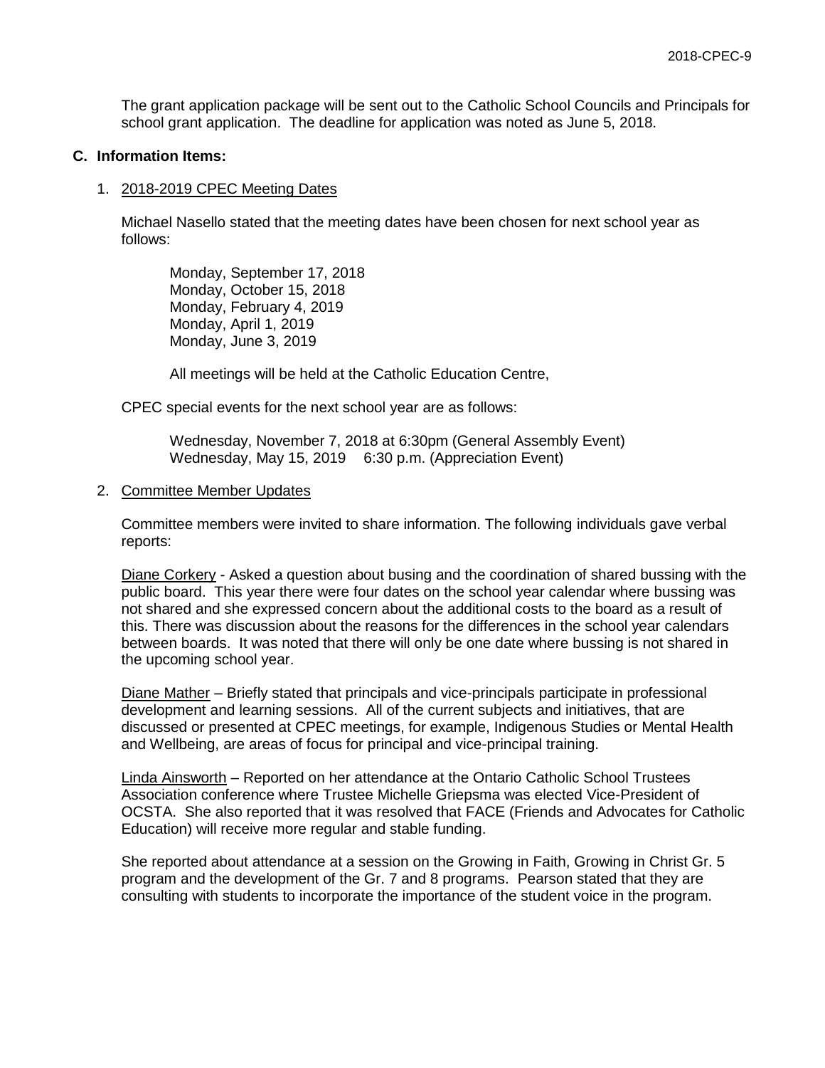The grant application package will be sent out to the Catholic School Councils and Principals for school grant application. The deadline for application was noted as June 5, 2018.

**C. Information Items:**

1. <u>2018-2019 CPEC Meeting Dates</u>

   Michael Nasello stated that the meeting dates have been chosen for next school year as follows:

   Monday, September 17, 2018
   Monday, October 15, 2018
   Monday, February 4, 2019
   Monday, April 1, 2019
   Monday, June 3, 2019

   All meetings will be held at the Catholic Education Centre,

   CPEC special events for the next school year are as follows:

   Wednesday, November 7, 2018 at 6:30pm (General Assembly Event)
   Wednesday, May 15, 2019 6:30 p.m. (Appreciation Event)

2. <u>Committee Member Updates</u>

   Committee members were invited to share information. The following individuals gave verbal reports:

   <u>Diane Corkery</u> - Asked a question about busing and the coordination of shared bussing with the public board. This year there were four dates on the school year calendar where bussing was not shared and she expressed concern about the additional costs to the board as a result of this. There was discussion about the reasons for the differences in the school year calendars between boards. It was noted that there will only be one date where bussing is not shared in the upcoming school year.

   <u>Diane Mather</u> – Briefly stated that principals and vice-principals participate in professional development and learning sessions. All of the current subjects and initiatives, that are discussed or presented at CPEC meetings, for example, Indigenous Studies or Mental Health and Wellbeing, are areas of focus for principal and vice-principal training.

   <u>Linda Ainsworth</u> – Reported on her attendance at the Ontario Catholic School Trustees Association conference where Trustee Michelle Griepsma was elected Vice-President of OCSTA. She also reported that it was resolved that FACE (Friends and Advocates for Catholic Education) will receive more regular and stable funding.

   She reported about attendance at a session on the Growing in Faith, Growing in Christ Gr. 5 program and the development of the Gr. 7 and 8 programs. Pearson stated that they are consulting with students to incorporate the importance of the student voice in the program.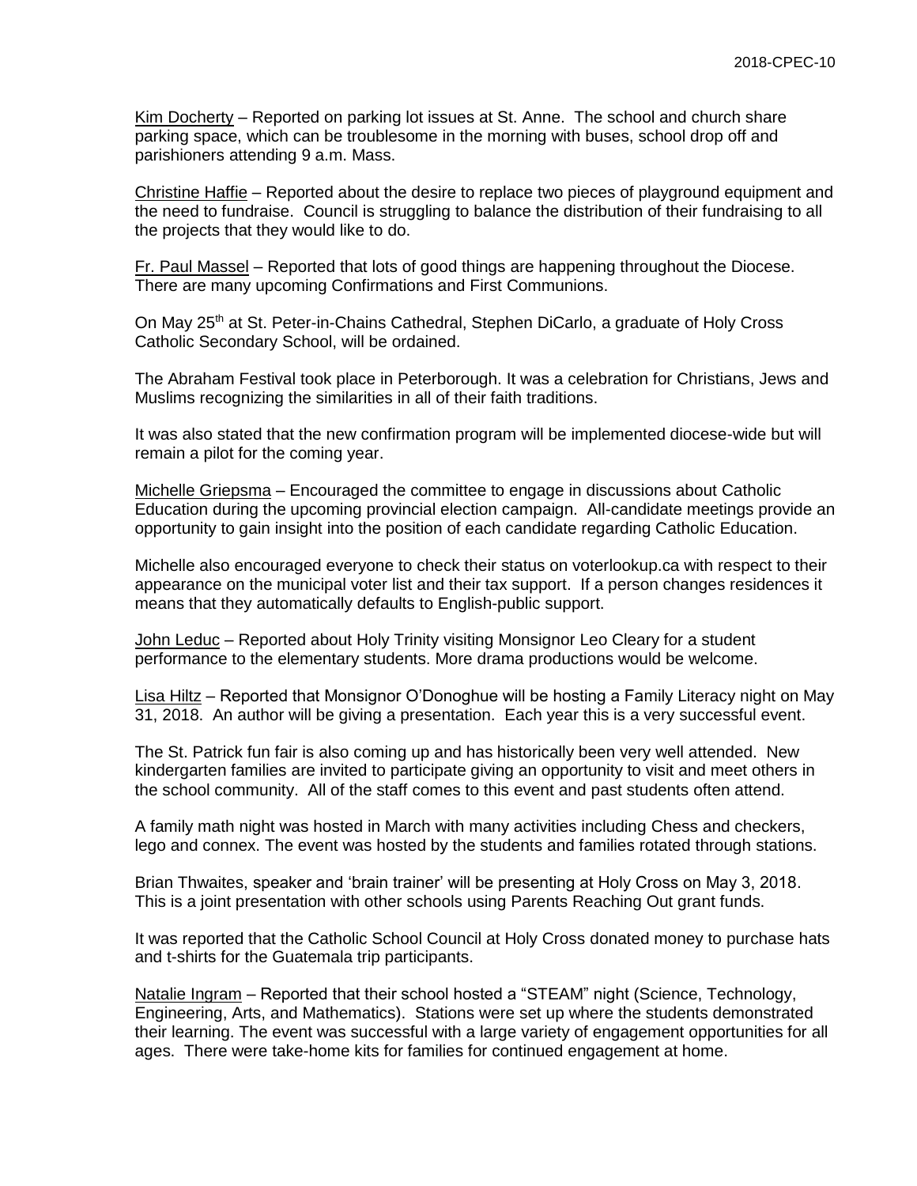Kim Docherty – Reported on parking lot issues at St. Anne. The school and church share parking space, which can be troublesome in the morning with buses, school drop off and parishioners attending 9 a.m. Mass.

Christine Haffie – Reported about the desire to replace two pieces of playground equipment and the need to fundraise. Council is struggling to balance the distribution of their fundraising to all the projects that they would like to do.

Fr. Paul Massel – Reported that lots of good things are happening throughout the Diocese. There are many upcoming Confirmations and First Communions.

On May 25th at St. Peter-in-Chains Cathedral, Stephen DiCarlo, a graduate of Holy Cross Catholic Secondary School, will be ordained.

The Abraham Festival took place in Peterborough. It was a celebration for Christians, Jews and Muslims recognizing the similarities in all of their faith traditions.

It was also stated that the new confirmation program will be implemented diocese-wide but will remain a pilot for the coming year.

Michelle Griepsma – Encouraged the committee to engage in discussions about Catholic Education during the upcoming provincial election campaign. All-candidate meetings provide an opportunity to gain insight into the position of each candidate regarding Catholic Education.

Michelle also encouraged everyone to check their status on voterlookup.ca with respect to their appearance on the municipal voter list and their tax support. If a person changes residences it means that they automatically defaults to English-public support.

John Leduc – Reported about Holy Trinity visiting Monsignor Leo Cleary for a student performance to the elementary students. More drama productions would be welcome.

Lisa Hiltz – Reported that Monsignor O'Donoghue will be hosting a Family Literacy night on May 31, 2018. An author will be giving a presentation. Each year this is a very successful event.

The St. Patrick fun fair is also coming up and has historically been very well attended. New kindergarten families are invited to participate giving an opportunity to visit and meet others in the school community. All of the staff comes to this event and past students often attend.

A family math night was hosted in March with many activities including Chess and checkers, lego and connex. The event was hosted by the students and families rotated through stations.

Brian Thwaites, speaker and 'brain trainer' will be presenting at Holy Cross on May 3, 2018. This is a joint presentation with other schools using Parents Reaching Out grant funds.

It was reported that the Catholic School Council at Holy Cross donated money to purchase hats and t-shirts for the Guatemala trip participants.

Natalie Ingram – Reported that their school hosted a "STEAM" night (Science, Technology, Engineering, Arts, and Mathematics). Stations were set up where the students demonstrated their learning. The event was successful with a large variety of engagement opportunities for all ages. There were take-home kits for families for continued engagement at home.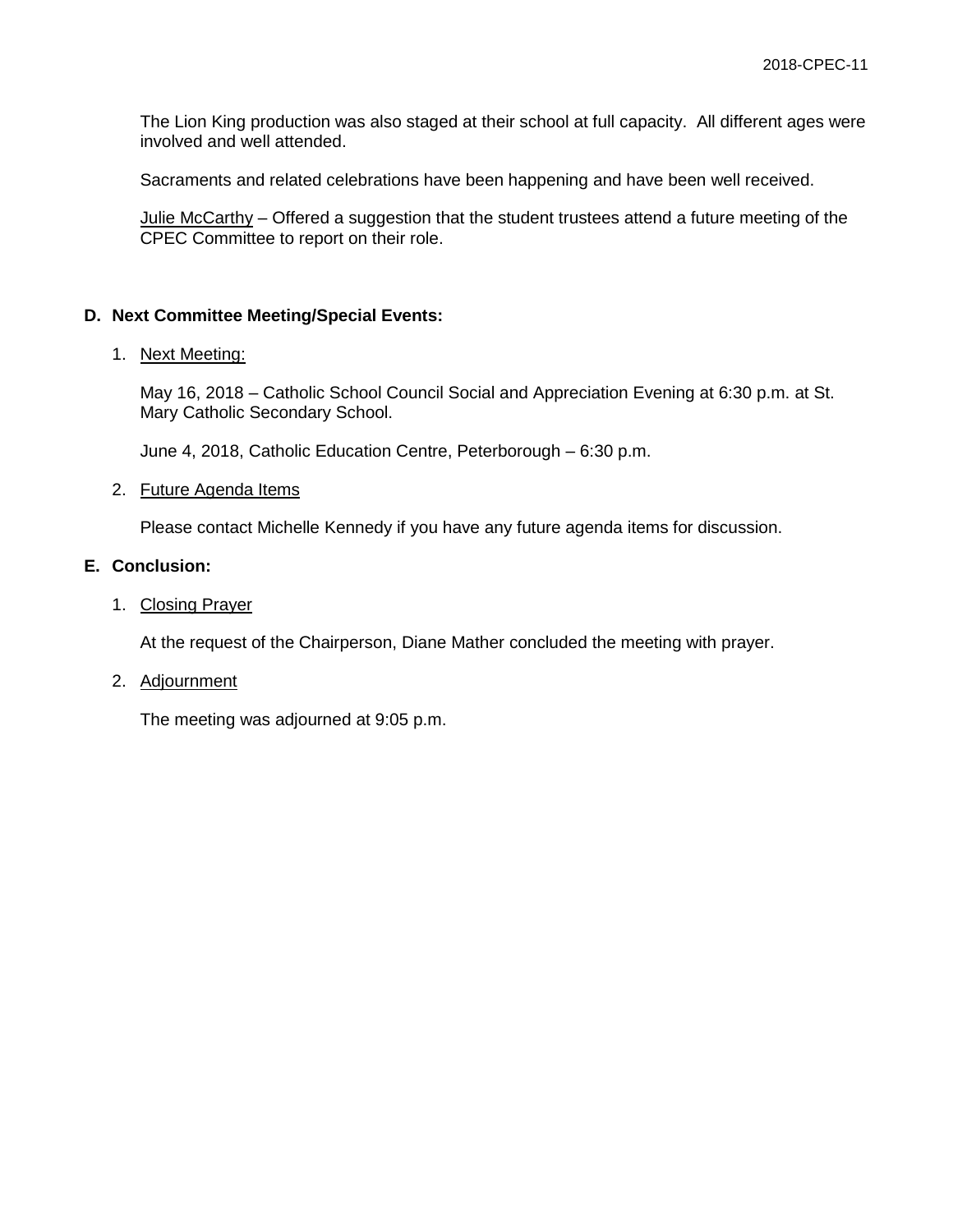The Lion King production was also staged at their school at full capacity. All different ages were involved and well attended.

Sacraments and related celebrations have been happening and have been well received.

Julie McCarthy – Offered a suggestion that the student trustees attend a future meeting of the CPEC Committee to report on their role.

## D. Next Committee Meeting/Special Events:

1. Next Meeting:

   May 16, 2018 – Catholic School Council Social and Appreciation Evening at 6:30 p.m. at St. Mary Catholic Secondary School.

   June 4, 2018, Catholic Education Centre, Peterborough – 6:30 p.m.

2. Future Agenda Items

   Please contact Michelle Kennedy if you have any future agenda items for discussion.

## E. Conclusion:

1. Closing Prayer

   At the request of the Chairperson, Diane Mather concluded the meeting with prayer.

2. Adjournment

   The meeting was adjourned at 9:05 p.m.